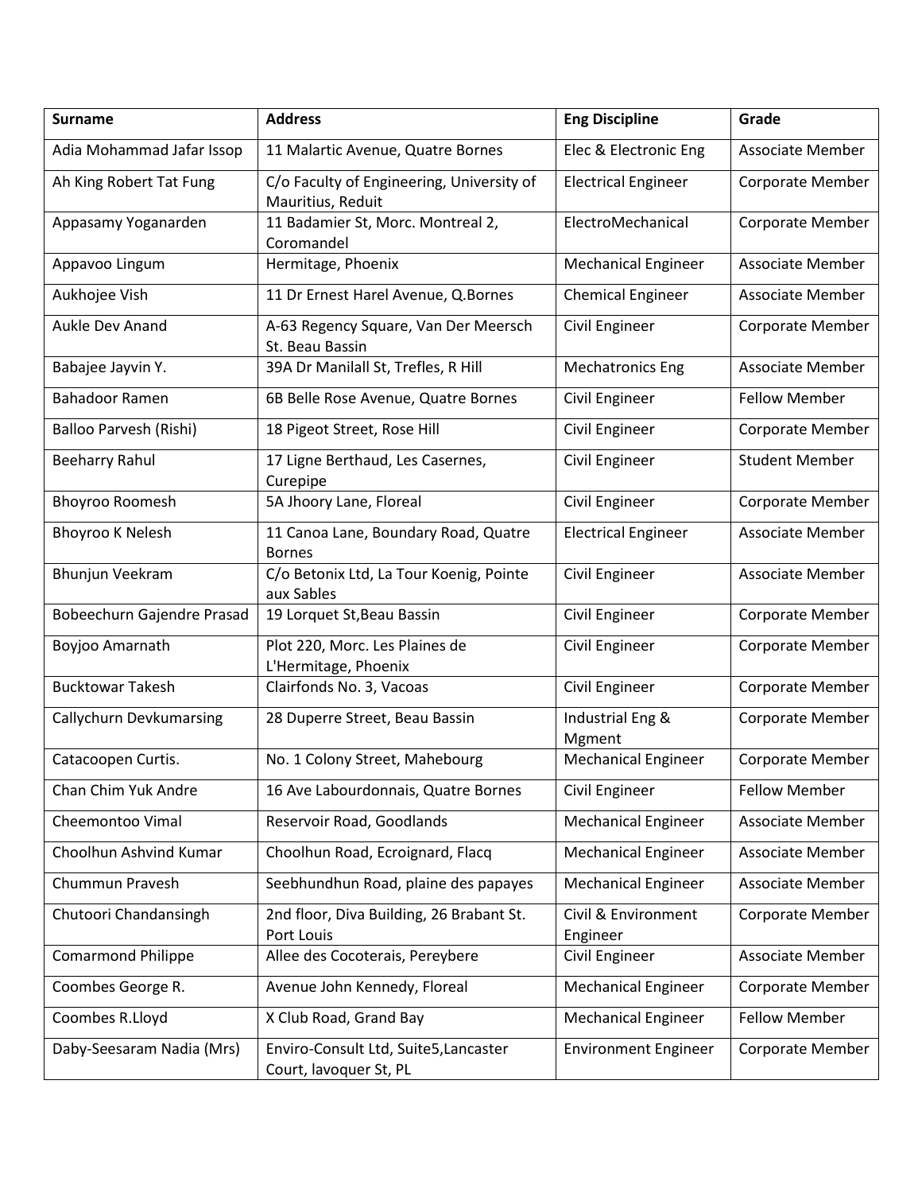| Surname | Address | Eng Discipline | Grade |
|---|---|---|---|
| Adia Mohammad Jafar Issop | 11 Malartic Avenue, Quatre Bornes | Elec & Electronic Eng | Associate Member |
| Ah King Robert Tat Fung | C/o Faculty of Engineering, University of Mauritius, Reduit | Electrical Engineer | Corporate Member |
| Appasamy Yoganarden | 11 Badamier St, Morc. Montreal 2, Coromandel | ElectroMechanical | Corporate Member |
| Appavoo Lingum | Hermitage, Phoenix | Mechanical Engineer | Associate Member |
| Aukhojee Vish | 11 Dr Ernest Harel Avenue, Q.Bornes | Chemical Engineer | Associate Member |
| Aukle Dev Anand | A-63 Regency Square, Van Der Meersch St. Beau Bassin | Civil Engineer | Corporate Member |
| Babajee Jayvin Y. | 39A Dr Manilall St, Trefles, R Hill | Mechatronics Eng | Associate Member |
| Bahadoor Ramen | 6B Belle Rose Avenue, Quatre Bornes | Civil Engineer | Fellow Member |
| Balloo Parvesh (Rishi) | 18 Pigeot Street, Rose Hill | Civil Engineer | Corporate Member |
| Beeharry Rahul | 17 Ligne Berthaud, Les Casernes, Curepipe | Civil Engineer | Student Member |
| Bhoyroo Roomesh | 5A Jhoory Lane, Floreal | Civil Engineer | Corporate Member |
| Bhoyroo K Nelesh | 11 Canoa Lane, Boundary Road, Quatre Bornes | Electrical Engineer | Associate Member |
| Bhunjun Veekram | C/o Betonix Ltd, La Tour Koenig, Pointe aux Sables | Civil Engineer | Associate Member |
| Bobeechurn Gajendre Prasad | 19 Lorquet St,Beau Bassin | Civil Engineer | Corporate Member |
| Boyjoo Amarnath | Plot 220, Morc. Les Plaines de L'Hermitage, Phoenix | Civil Engineer | Corporate Member |
| Bucktowar Takesh | Clairfonds No. 3, Vacoas | Civil Engineer | Corporate Member |
| Callychurn Devkumarsing | 28 Duperre Street, Beau Bassin | Industrial Eng & Mgment | Corporate Member |
| Catacoopen Curtis. | No. 1 Colony Street, Mahebourg | Mechanical Engineer | Corporate Member |
| Chan Chim Yuk Andre | 16 Ave Labourdonnais, Quatre Bornes | Civil Engineer | Fellow Member |
| Cheemontoo Vimal | Reservoir Road, Goodlands | Mechanical Engineer | Associate Member |
| Choolhun Ashvind Kumar | Choolhun Road, Ecroignard, Flacq | Mechanical Engineer | Associate Member |
| Chummun Pravesh | Seebhundhun Road, plaine des papayes | Mechanical Engineer | Associate Member |
| Chutoori Chandansingh | 2nd floor, Diva Building, 26 Brabant St. Port Louis | Civil & Environment Engineer | Corporate Member |
| Comarmond Philippe | Allee des Cocoterais, Pereybere | Civil Engineer | Associate Member |
| Coombes George R. | Avenue John Kennedy, Floreal | Mechanical Engineer | Corporate Member |
| Coombes R.Lloyd | X Club Road, Grand Bay | Mechanical Engineer | Fellow Member |
| Daby-Seesaram Nadia (Mrs) | Enviro-Consult Ltd, Suite5,Lancaster Court, lavoquer St, PL | Environment Engineer | Corporate Member |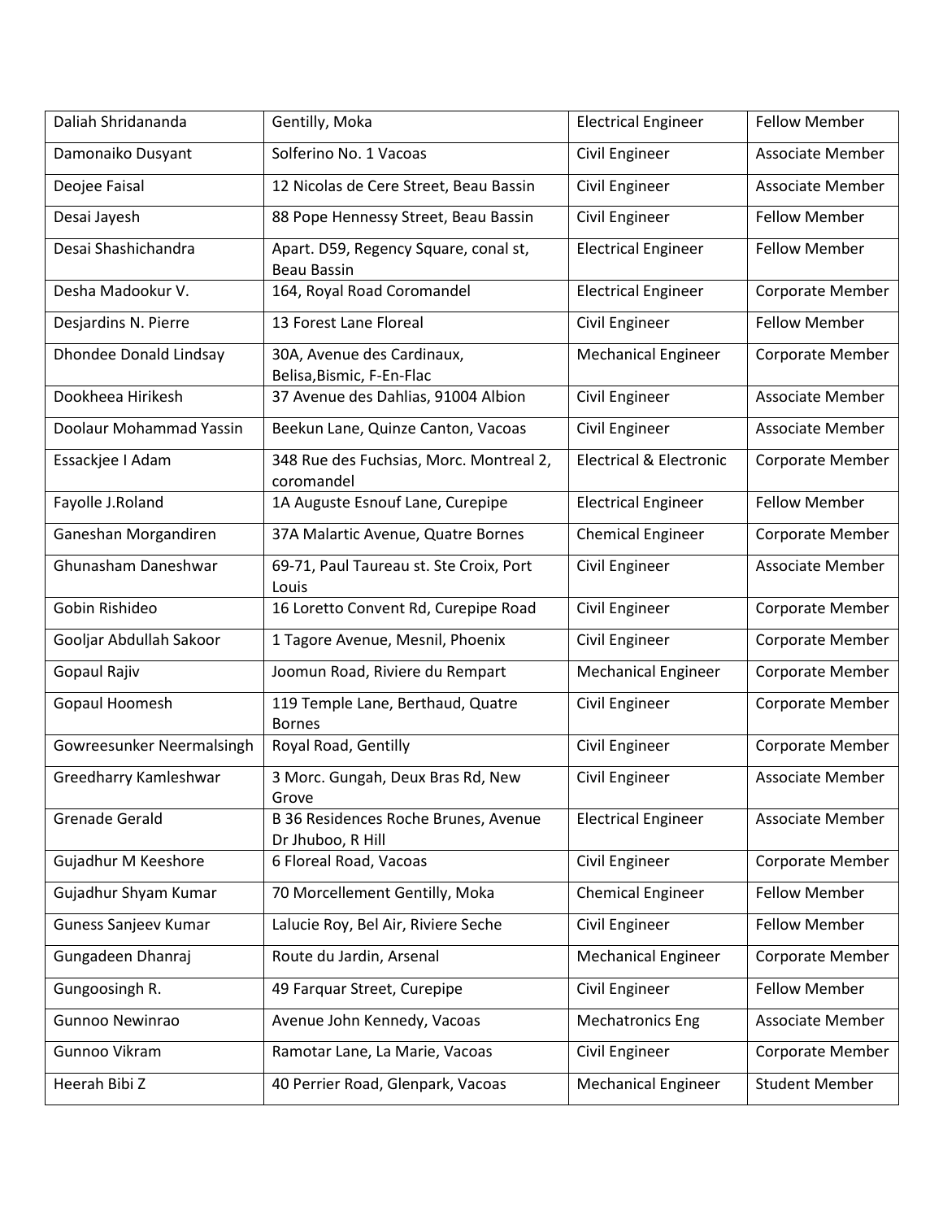| Daliah Shridananda | Gentilly, Moka | Electrical Engineer | Fellow Member |
|---|---|---|---|
| Damonaiko Dusyant | Solferino No. 1 Vacoas | Civil Engineer | Associate Member |
| Deojee Faisal | 12 Nicolas de Cere Street, Beau Bassin | Civil Engineer | Associate Member |
| Desai Jayesh | 88 Pope Hennessy Street, Beau Bassin | Civil Engineer | Fellow Member |
| Desai Shashichandra | Apart. D59, Regency Square, conal st, Beau Bassin | Electrical Engineer | Fellow Member |
| Desha Madookur V. | 164, Royal Road Coromandel | Electrical Engineer | Corporate Member |
| Desjardins N. Pierre | 13 Forest Lane Floreal | Civil Engineer | Fellow Member |
| Dhondee Donald Lindsay | 30A, Avenue des Cardinaux, Belisa,Bismic, F-En-Flac | Mechanical Engineer | Corporate Member |
| Dookheea Hirikesh | 37 Avenue des Dahlias, 91004 Albion | Civil Engineer | Associate Member |
| Doolaur Mohammad Yassin | Beekun Lane, Quinze Canton, Vacoas | Civil Engineer | Associate Member |
| Essackjee I Adam | 348 Rue des Fuchsias, Morc. Montreal 2, coromandel | Electrical & Electronic | Corporate Member |
| Fayolle J.Roland | 1A Auguste Esnouf Lane, Curepipe | Electrical Engineer | Fellow Member |
| Ganeshan Morgandiren | 37A Malartic Avenue, Quatre Bornes | Chemical Engineer | Corporate Member |
| Ghunasham Daneshwar | 69-71, Paul Taureau st. Ste Croix, Port Louis | Civil Engineer | Associate Member |
| Gobin Rishideo | 16 Loretto Convent Rd, Curepipe Road | Civil Engineer | Corporate Member |
| Gooljar Abdullah Sakoor | 1 Tagore Avenue, Mesnil, Phoenix | Civil Engineer | Corporate Member |
| Gopaul Rajiv | Joomun Road, Riviere du Rempart | Mechanical Engineer | Corporate Member |
| Gopaul Hoomesh | 119 Temple Lane, Berthaud, Quatre Bornes | Civil Engineer | Corporate Member |
| Gowreesunker Neermalsingh | Royal Road, Gentilly | Civil Engineer | Corporate Member |
| Greedharry Kamleshwar | 3 Morc. Gungah, Deux Bras Rd, New Grove | Civil Engineer | Associate Member |
| Grenade Gerald | B 36 Residences Roche Brunes, Avenue Dr Jhuboo, R Hill | Electrical Engineer | Associate Member |
| Gujadhur M Keeshore | 6 Floreal Road, Vacoas | Civil Engineer | Corporate Member |
| Gujadhur Shyam Kumar | 70 Morcellement Gentilly, Moka | Chemical Engineer | Fellow Member |
| Guness Sanjeev Kumar | Lalucie Roy, Bel Air, Riviere Seche | Civil Engineer | Fellow Member |
| Gungadeen Dhanraj | Route du Jardin, Arsenal | Mechanical Engineer | Corporate Member |
| Gungoosingh R. | 49 Farquar Street, Curepipe | Civil Engineer | Fellow Member |
| Gunnoo Newinrao | Avenue John Kennedy, Vacoas | Mechatronics Eng | Associate Member |
| Gunnoo Vikram | Ramotar Lane, La Marie, Vacoas | Civil Engineer | Corporate Member |
| Heerah Bibi Z | 40 Perrier Road, Glenpark, Vacoas | Mechanical Engineer | Student Member |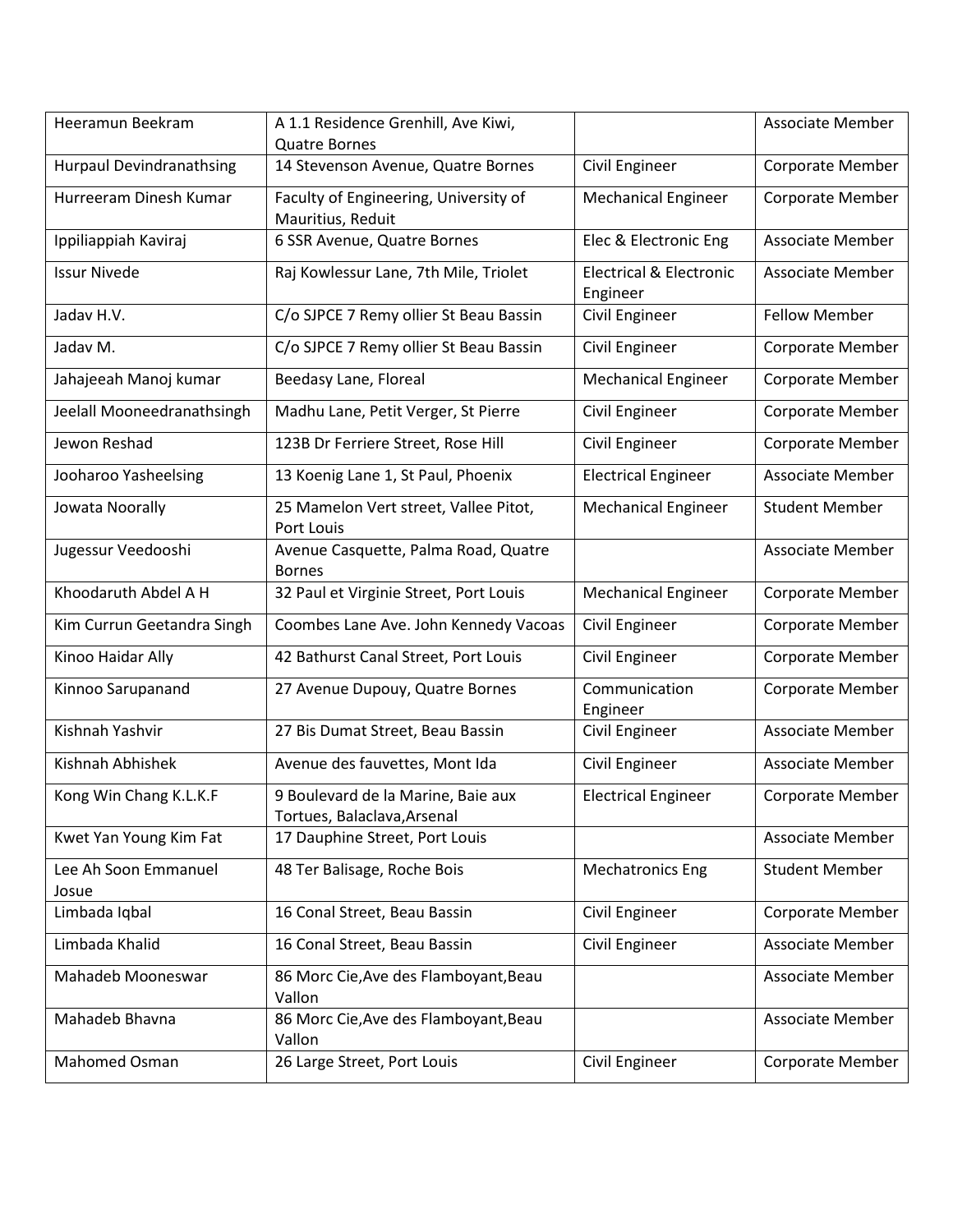| | | | |
|---|---|---|---|
| Heeramun Beekram | A 1.1 Residence Grenhill, Ave Kiwi, Quatre Bornes | | Associate Member |
| Hurpaul Devindranathsing | 14 Stevenson Avenue, Quatre Bornes | Civil Engineer | Corporate Member |
| Hurreeram Dinesh Kumar | Faculty of Engineering, University of Mauritius, Reduit | Mechanical Engineer | Corporate Member |
| Ippiliappiah Kaviraj | 6 SSR Avenue, Quatre Bornes | Elec & Electronic Eng | Associate Member |
| Issur Nivede | Raj Kowlessur Lane, 7th Mile, Triolet | Electrical & Electronic Engineer | Associate Member |
| Jadav H.V. | C/o SJPCE 7 Remy ollier St Beau Bassin | Civil Engineer | Fellow Member |
| Jadav M. | C/o SJPCE 7 Remy ollier St Beau Bassin | Civil Engineer | Corporate Member |
| Jahajeeah Manoj kumar | Beedasy Lane, Floreal | Mechanical Engineer | Corporate Member |
| Jeelall Mooneedranathsingh | Madhu Lane, Petit Verger, St Pierre | Civil Engineer | Corporate Member |
| Jewon Reshad | 123B Dr Ferriere Street, Rose Hill | Civil Engineer | Corporate Member |
| Jooharoo Yasheelsing | 13 Koenig Lane 1, St Paul, Phoenix | Electrical Engineer | Associate Member |
| Jowata Noorally | 25 Mamelon Vert street, Vallee Pitot, Port Louis | Mechanical Engineer | Student Member |
| Jugessur Veedooshi | Avenue Casquette, Palma Road, Quatre Bornes | | Associate Member |
| Khoodaruth Abdel A H | 32 Paul et Virginie Street, Port Louis | Mechanical Engineer | Corporate Member |
| Kim Currun Geetandra Singh | Coombes Lane Ave. John Kennedy Vacoas | Civil Engineer | Corporate Member |
| Kinoo Haidar Ally | 42 Bathurst Canal Street, Port Louis | Civil Engineer | Corporate Member |
| Kinnoo Sarupanand | 27 Avenue Dupouy, Quatre Bornes | Communication Engineer | Corporate Member |
| Kishnah Yashvir | 27 Bis Dumat Street, Beau Bassin | Civil Engineer | Associate Member |
| Kishnah Abhishek | Avenue des fauvettes, Mont Ida | Civil Engineer | Associate Member |
| Kong Win Chang K.L.K.F | 9 Boulevard de la Marine, Baie aux Tortues, Balaclava,Arsenal | Electrical Engineer | Corporate Member |
| Kwet Yan Young Kim Fat | 17 Dauphine Street, Port Louis | | Associate Member |
| Lee Ah Soon Emmanuel Josue | 48 Ter Balisage, Roche Bois | Mechatronics Eng | Student Member |
| Limbada Iqbal | 16 Conal Street, Beau Bassin | Civil Engineer | Corporate Member |
| Limbada Khalid | 16 Conal Street, Beau Bassin | Civil Engineer | Associate Member |
| Mahadeb Mooneswar | 86 Morc Cie,Ave des Flamboyant,Beau Vallon | | Associate Member |
| Mahadeb Bhavna | 86 Morc Cie,Ave des Flamboyant,Beau Vallon | | Associate Member |
| Mahomed Osman | 26 Large Street, Port Louis | Civil Engineer | Corporate Member |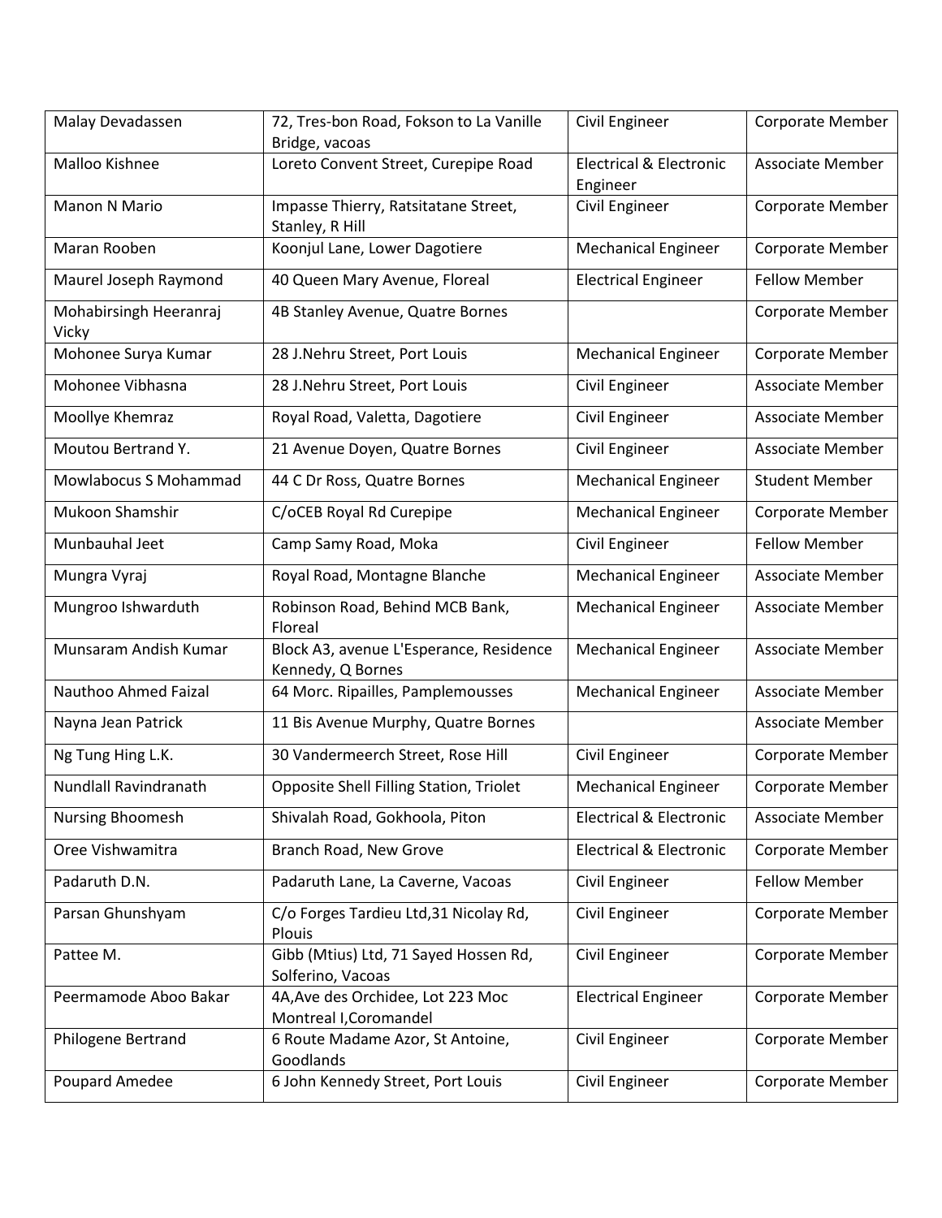| | | | |
|---|---|---|---|
| Malay Devadassen | 72, Tres-bon Road, Fokson to La Vanille Bridge, vacoas | Civil Engineer | Corporate Member |
| Malloo Kishnee | Loreto Convent Street, Curepipe Road | Electrical & Electronic Engineer | Associate Member |
| Manon N Mario | Impasse Thierry, Ratsitatane Street, Stanley, R Hill | Civil Engineer | Corporate Member |
| Maran Rooben | Koonjul Lane, Lower Dagotiere | Mechanical Engineer | Corporate Member |
| Maurel Joseph Raymond | 40 Queen Mary Avenue, Floreal | Electrical Engineer | Fellow Member |
| Mohabirsingh Heeranraj Vicky | 4B Stanley Avenue, Quatre Bornes | | Corporate Member |
| Mohonee Surya Kumar | 28 J.Nehru Street, Port Louis | Mechanical Engineer | Corporate Member |
| Mohonee Vibhasna | 28 J.Nehru Street, Port Louis | Civil Engineer | Associate Member |
| Moollye Khemraz | Royal Road, Valetta, Dagotiere | Civil Engineer | Associate Member |
| Moutou Bertrand Y. | 21 Avenue Doyen, Quatre Bornes | Civil Engineer | Associate Member |
| Mowlabocus S Mohammad | 44 C Dr Ross, Quatre Bornes | Mechanical Engineer | Student Member |
| Mukoon Shamshir | C/oCEB Royal Rd Curepipe | Mechanical Engineer | Corporate Member |
| Munbauhal Jeet | Camp Samy Road, Moka | Civil Engineer | Fellow Member |
| Mungra Vyraj | Royal Road, Montagne Blanche | Mechanical Engineer | Associate Member |
| Mungroo Ishwarduth | Robinson Road, Behind MCB Bank, Floreal | Mechanical Engineer | Associate Member |
| Munsaram Andish Kumar | Block A3, avenue L'Esperance, Residence Kennedy, Q Bornes | Mechanical Engineer | Associate Member |
| Nauthoo Ahmed Faizal | 64 Morc. Ripailles, Pamplemousses | Mechanical Engineer | Associate Member |
| Nayna Jean Patrick | 11 Bis Avenue Murphy, Quatre Bornes | | Associate Member |
| Ng Tung Hing L.K. | 30 Vandermeerch Street, Rose Hill | Civil Engineer | Corporate Member |
| Nundlall Ravindranath | Opposite Shell Filling Station, Triolet | Mechanical Engineer | Corporate Member |
| Nursing Bhoomesh | Shivalah Road, Gokhoola, Piton | Electrical & Electronic | Associate Member |
| Oree Vishwamitra | Branch Road, New Grove | Electrical & Electronic | Corporate Member |
| Padaruth D.N. | Padaruth Lane, La Caverne, Vacoas | Civil Engineer | Fellow Member |
| Parsan Ghunshyam | C/o Forges Tardieu Ltd,31 Nicolay Rd, Plouis | Civil Engineer | Corporate Member |
| Pattee M. | Gibb (Mtius) Ltd, 71 Sayed Hossen Rd, Solferino, Vacoas | Civil Engineer | Corporate Member |
| Peermamode Aboo Bakar | 4A,Ave des Orchidee, Lot 223 Moc Montreal I,Coromandel | Electrical Engineer | Corporate Member |
| Philogene Bertrand | 6 Route Madame Azor, St Antoine, Goodlands | Civil Engineer | Corporate Member |
| Poupard Amedee | 6 John Kennedy Street, Port Louis | Civil Engineer | Corporate Member |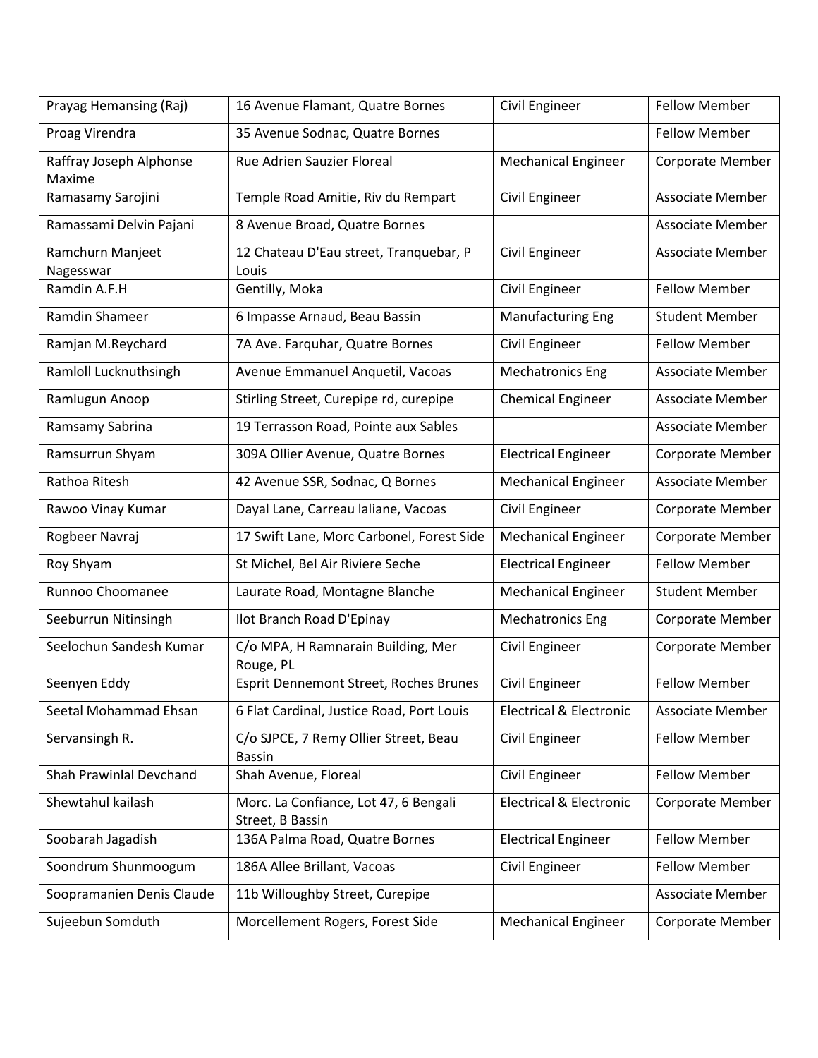| Prayag Hemansing (Raj) | 16 Avenue Flamant, Quatre Bornes | Civil Engineer | Fellow Member |
|---|---|---|---|
| Proag Virendra | 35 Avenue Sodnac, Quatre Bornes | | Fellow Member |
| Raffray Joseph Alphonse Maxime | Rue Adrien Sauzier Floreal | Mechanical Engineer | Corporate Member |
| Ramasamy Sarojini | Temple Road Amitie, Riv du Rempart | Civil Engineer | Associate Member |
| Ramassami Delvin Pajani | 8 Avenue Broad, Quatre Bornes | | Associate Member |
| Ramchurn Manjeet Nagesswar | 12 Chateau D'Eau street, Tranquebar, P Louis | Civil Engineer | Associate Member |
| Ramdin A.F.H | Gentilly, Moka | Civil Engineer | Fellow Member |
| Ramdin Shameer | 6 Impasse Arnaud, Beau Bassin | Manufacturing Eng | Student Member |
| Ramjan M.Reychard | 7A Ave. Farquhar, Quatre Bornes | Civil Engineer | Fellow Member |
| Ramloll Lucknuthsingh | Avenue Emmanuel Anquetil, Vacoas | Mechatronics Eng | Associate Member |
| Ramlugun Anoop | Stirling Street, Curepipe rd, curepipe | Chemical Engineer | Associate Member |
| Ramsamy Sabrina | 19 Terrasson Road, Pointe aux Sables | | Associate Member |
| Ramsurrun Shyam | 309A Ollier Avenue, Quatre Bornes | Electrical Engineer | Corporate Member |
| Rathoa Ritesh | 42 Avenue SSR, Sodnac, Q Bornes | Mechanical Engineer | Associate Member |
| Rawoo Vinay Kumar | Dayal Lane, Carreau laliane, Vacoas | Civil Engineer | Corporate Member |
| Rogbeer Navraj | 17 Swift Lane, Morc Carbonel, Forest Side | Mechanical Engineer | Corporate Member |
| Roy Shyam | St Michel, Bel Air Riviere Seche | Electrical Engineer | Fellow Member |
| Runnoo Choomanee | Laurate Road, Montagne Blanche | Mechanical Engineer | Student Member |
| Seeburrun Nitinsingh | Ilot Branch Road D'Epinay | Mechatronics Eng | Corporate Member |
| Seelochun Sandesh Kumar | C/o MPA, H Ramnarain Building, Mer Rouge, PL | Civil Engineer | Corporate Member |
| Seenyen Eddy | Esprit Dennemont Street, Roches Brunes | Civil Engineer | Fellow Member |
| Seetal Mohammad Ehsan | 6 Flat Cardinal, Justice Road, Port Louis | Electrical & Electronic | Associate Member |
| Servansingh R. | C/o SJPCE, 7 Remy Ollier Street, Beau Bassin | Civil Engineer | Fellow Member |
| Shah Prawinlal Devchand | Shah Avenue, Floreal | Civil Engineer | Fellow Member |
| Shewtahul kailash | Morc. La Confiance, Lot 47, 6 Bengali Street, B Bassin | Electrical & Electronic | Corporate Member |
| Soobarah Jagadish | 136A Palma Road, Quatre Bornes | Electrical Engineer | Fellow Member |
| Soondrum Shunmoogum | 186A Allee Brillant, Vacoas | Civil Engineer | Fellow Member |
| Soopramanien Denis Claude | 11b Willoughby Street, Curepipe | | Associate Member |
| Sujeebun Somduth | Morcellement Rogers, Forest Side | Mechanical Engineer | Corporate Member |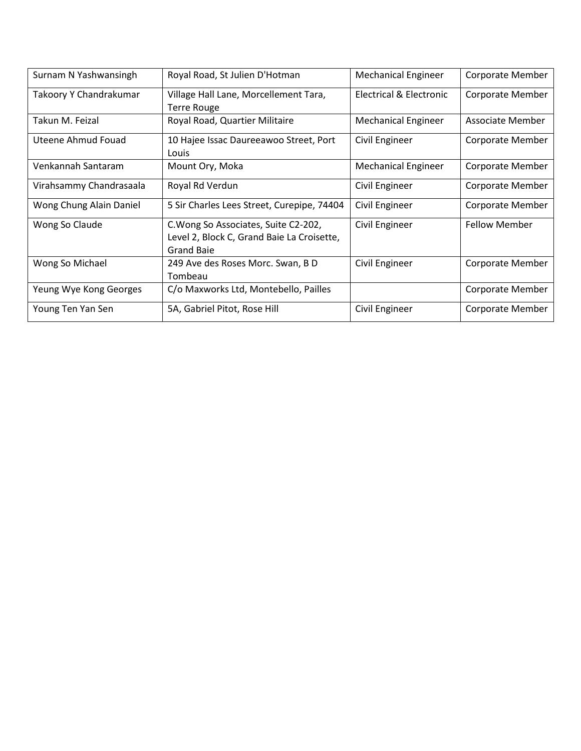| | | | |
|---|---|---|---|
| Surnam N Yashwansingh | Royal Road, St Julien D'Hotman | Mechanical Engineer | Corporate Member |
| Takoory Y Chandrakumar | Village Hall Lane, Morcellement Tara, Terre Rouge | Electrical & Electronic | Corporate Member |
| Takun M. Feizal | Royal Road, Quartier Militaire | Mechanical Engineer | Associate Member |
| Uteene Ahmud Fouad | 10 Hajee Issac Daureeawoo Street, Port Louis | Civil Engineer | Corporate Member |
| Venkannah Santaram | Mount Ory, Moka | Mechanical Engineer | Corporate Member |
| Virahsammy Chandrasaala | Royal Rd Verdun | Civil Engineer | Corporate Member |
| Wong Chung Alain Daniel | 5 Sir Charles Lees Street, Curepipe, 74404 | Civil Engineer | Corporate Member |
| Wong So Claude | C.Wong So Associates, Suite C2-202, Level 2, Block C, Grand Baie La Croisette, Grand Baie | Civil Engineer | Fellow Member |
| Wong So Michael | 249 Ave des Roses Morc. Swan, B D Tombeau | Civil Engineer | Corporate Member |
| Yeung Wye Kong Georges | C/o Maxworks Ltd, Montebello, Pailles | | Corporate Member |
| Young Ten Yan Sen | 5A, Gabriel Pitot, Rose Hill | Civil Engineer | Corporate Member |